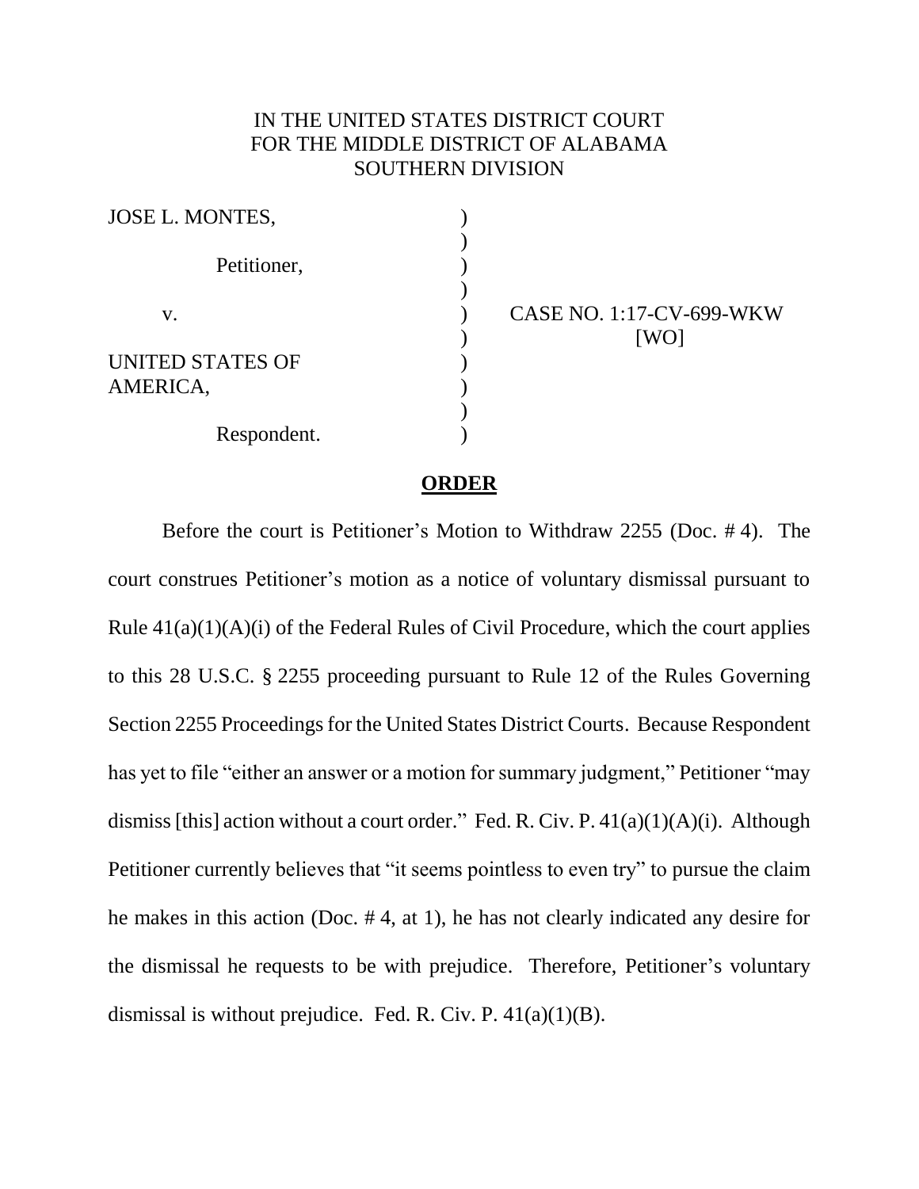IN THE UNITED STATES DISTRICT COURT
FOR THE MIDDLE DISTRICT OF ALABAMA
SOUTHERN DIVISION

| | | |
|---|---|---|
| JOSE L. MONTES, | ) | |
| | ) | |
| Petitioner, | ) | |
| | ) | |
| v. | ) | CASE NO. 1:17-CV-699-WKW |
| | ) | [WO] |
| UNITED STATES OF AMERICA, | ) | |
| | ) | |
| Respondent. | ) | |

## **ORDER**

Before the court is Petitioner's Motion to Withdraw 2255 (Doc. # 4). The court construes Petitioner's motion as a notice of voluntary dismissal pursuant to Rule 41(a)(1)(A)(i) of the Federal Rules of Civil Procedure, which the court applies to this 28 U.S.C. § 2255 proceeding pursuant to Rule 12 of the Rules Governing Section 2255 Proceedings for the United States District Courts. Because Respondent has yet to file "either an answer or a motion for summary judgment," Petitioner "may dismiss [this] action without a court order." Fed. R. Civ. P. 41(a)(1)(A)(i). Although Petitioner currently believes that "it seems pointless to even try" to pursue the claim he makes in this action (Doc. # 4, at 1), he has not clearly indicated any desire for the dismissal he requests to be with prejudice. Therefore, Petitioner's voluntary dismissal is without prejudice. Fed. R. Civ. P. 41(a)(1)(B).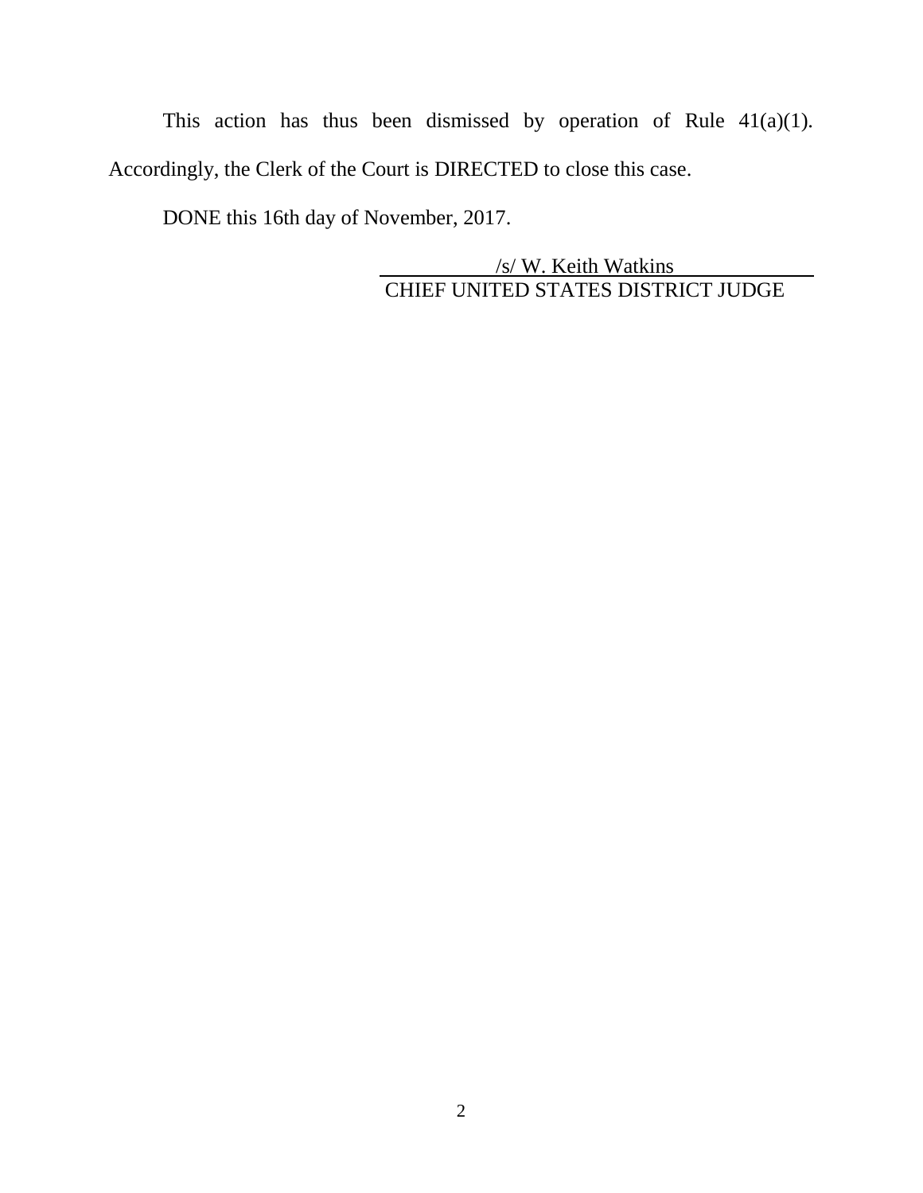This action has thus been dismissed by operation of Rule 41(a)(1). Accordingly, the Clerk of the Court is DIRECTED to close this case.

DONE this 16th day of November, 2017.

/s/ W. Keith Watkins
CHIEF UNITED STATES DISTRICT JUDGE